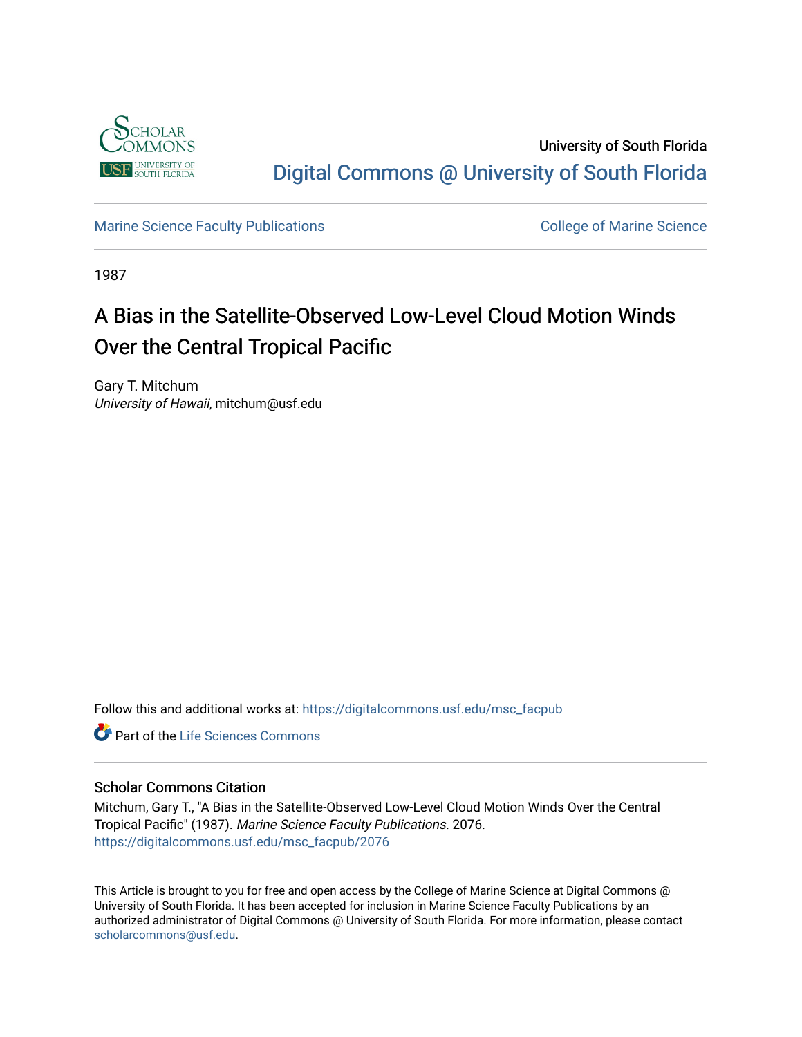University of South Florida

Digital Commons @ University of South Florida

Marine Science Faculty Publications

College of Marine Science

1987

# A Bias in the Satellite-Observed Low-Level Cloud Motion Winds Over the Central Tropical Pacific

Gary T. Mitchum
*University of Hawaii*, mitchum@usf.edu

Follow this and additional works at: https://digitalcommons.usf.edu/msc_facpub

Part of the Life Sciences Commons

## Scholar Commons Citation

Mitchum, Gary T., "A Bias in the Satellite-Observed Low-Level Cloud Motion Winds Over the Central Tropical Pacific" (1987). *Marine Science Faculty Publications*. 2076.
https://digitalcommons.usf.edu/msc_facpub/2076

This Article is brought to you for free and open access by the College of Marine Science at Digital Commons @ University of South Florida. It has been accepted for inclusion in Marine Science Faculty Publications by an authorized administrator of Digital Commons @ University of South Florida. For more information, please contact scholarcommons@usf.edu.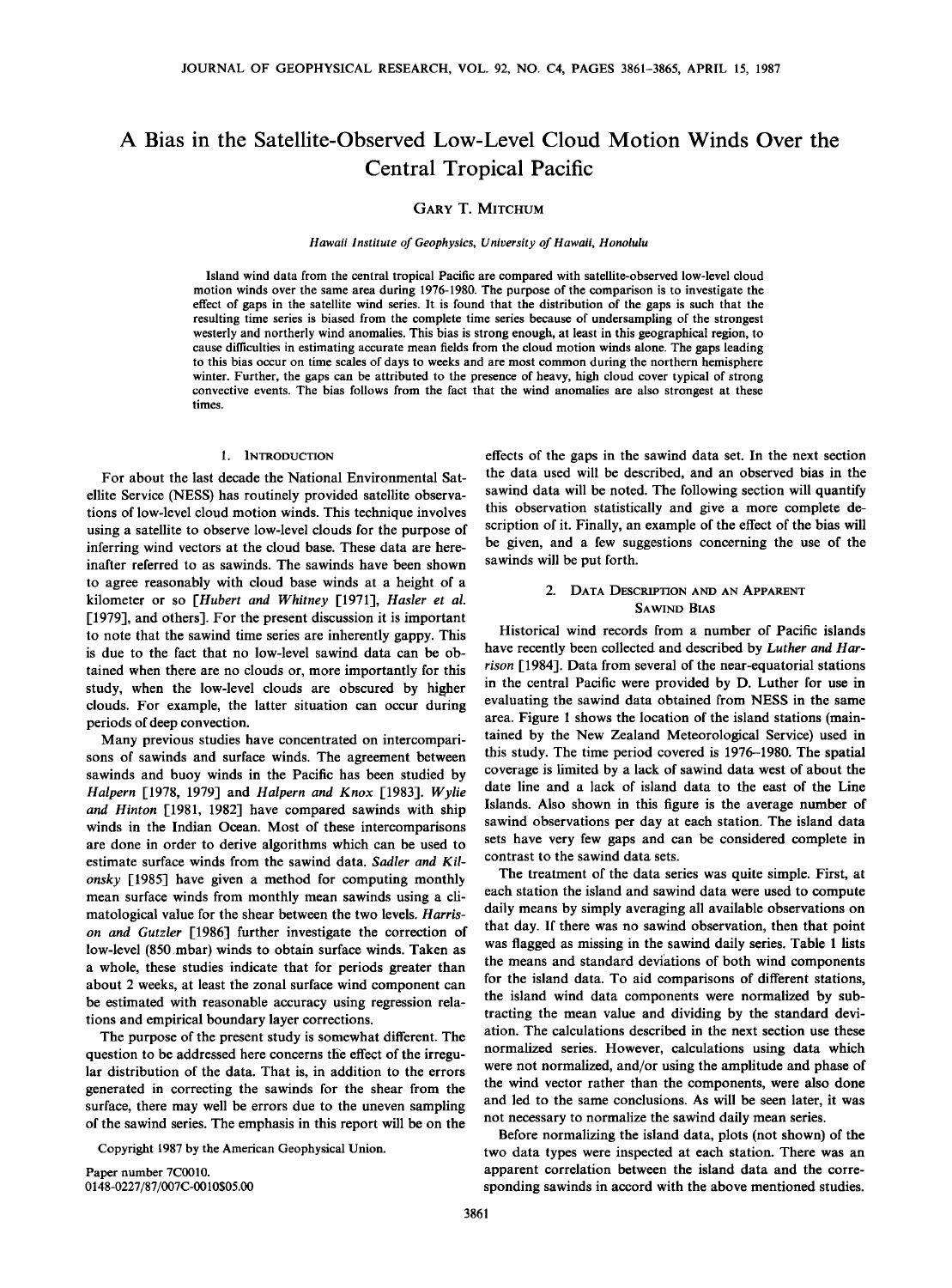# A Bias in the Satellite-Observed Low-Level Cloud Motion Winds Over the Central Tropical Pacific

GARY T. MITCHUM

*Hawaii Institute of Geophysics, University of Hawaii, Honolulu*

Island wind data from the central tropical Pacific are compared with satellite-observed low-level cloud motion winds over the same area during 1976-1980. The purpose of the comparison is to investigate the effect of gaps in the satellite wind series. It is found that the distribution of the gaps is such that the resulting time series is biased from the complete time series because of undersampling of the strongest westerly and northerly wind anomalies. This bias is strong enough, at least in this geographical region, to cause difficulties in estimating accurate mean fields from the cloud motion winds alone. The gaps leading to this bias occur on time scales of days to weeks and are most common during the northern hemisphere winter. Further, the gaps can be attributed to the presence of heavy, high cloud cover typical of strong convective events. The bias follows from the fact that the wind anomalies are also strongest at these times.

## 1. INTRODUCTION

For about the last decade the National Environmental Satellite Service (NESS) has routinely provided satellite observations of low-level cloud motion winds. This technique involves using a satellite to observe low-level clouds for the purpose of inferring wind vectors at the cloud base. These data are hereinafter referred to as sawinds. The sawinds have been shown to agree reasonably with cloud base winds at a height of a kilometer or so [*Hubert and Whitney* [1971], *Hasler et al.* [1979], and others]. For the present discussion it is important to note that the sawind time series are inherently gappy. This is due to the fact that no low-level sawind data can be obtained when there are no clouds or, more importantly for this study, when the low-level clouds are obscured by higher clouds. For example, the latter situation can occur during periods of deep convection.

Many previous studies have concentrated on intercomparisons of sawinds and surface winds. The agreement between sawinds and buoy winds in the Pacific has been studied by *Halpern* [1978, 1979] and *Halpern and Knox* [1983]. *Wylie and Hinton* [1981, 1982] have compared sawinds with ship winds in the Indian Ocean. Most of these intercomparisons are done in order to derive algorithms which can be used to estimate surface winds from the sawind data. *Sadler and Kilonsky* [1985] have given a method for computing monthly mean surface winds from monthly mean sawinds using a climatological value for the shear between the two levels. *Harrison and Gutzler* [1986] further investigate the correction of low-level (850 mbar) winds to obtain surface winds. Taken as a whole, these studies indicate that for periods greater than about 2 weeks, at least the zonal surface wind component can be estimated with reasonable accuracy using regression relations and empirical boundary layer corrections.

The purpose of the present study is somewhat different. The question to be addressed here concerns the effect of the irregular distribution of the data. That is, in addition to the errors generated in correcting the sawinds for the shear from the surface, there may well be errors due to the uneven sampling of the sawind series. The emphasis in this report will be on the effects of the gaps in the sawind data set. In the next section the data used will be described, and an observed bias in the sawind data will be noted. The following section will quantify this observation statistically and give a more complete description of it. Finally, an example of the effect of the bias will be given, and a few suggestions concerning the use of the sawinds will be put forth.

Copyright 1987 by the American Geophysical Union.

Paper number 7C0010.
0148-0227/87/007C-0010$05.00

## 2. DATA DESCRIPTION AND AN APPARENT SAWIND BIAS

Historical wind records from a number of Pacific islands have recently been collected and described by *Luther and Harrison* [1984]. Data from several of the near-equatorial stations in the central Pacific were provided by D. Luther for use in evaluating the sawind data obtained from NESS in the same area. Figure 1 shows the location of the island stations (maintained by the New Zealand Meteorological Service) used in this study. The time period covered is 1976–1980. The spatial coverage is limited by a lack of sawind data west of about the date line and a lack of island data to the east of the Line Islands. Also shown in this figure is the average number of sawind observations per day at each station. The island data sets have very few gaps and can be considered complete in contrast to the sawind data sets.

The treatment of the data series was quite simple. First, at each station the island and sawind data were used to compute daily means by simply averaging all available observations on that day. If there was no sawind observation, then that point was flagged as missing in the sawind daily series. Table 1 lists the means and standard deviations of both wind components for the island data. To aid comparisons of different stations, the island wind data components were normalized by subtracting the mean value and dividing by the standard deviation. The calculations described in the next section use these normalized series. However, calculations using data which were not normalized, and/or using the amplitude and phase of the wind vector rather than the components, were also done and led to the same conclusions. As will be seen later, it was not necessary to normalize the sawind daily mean series.

Before normalizing the island data, plots (not shown) of the two data types were inspected at each station. There was an apparent correlation between the island data and the corresponding sawinds in accord with the above mentioned studies.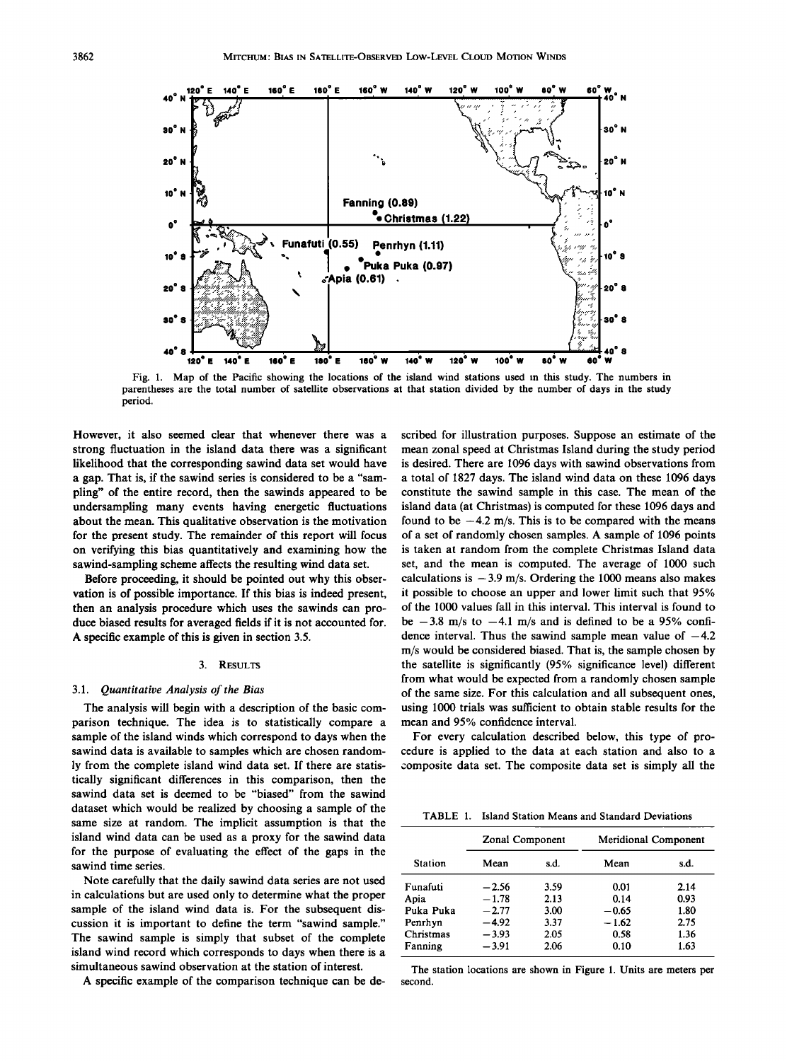Fig. 1. Map of the Pacific showing the locations of the island wind stations used in this study. The numbers in parentheses are the total number of satellite observations at that station divided by the number of days in the study period.

However, it also seemed clear that whenever there was a strong fluctuation in the island data there was a significant likelihood that the corresponding sawind data set would have a gap. That is, if the sawind series is considered to be a "sampling" of the entire record, then the sawinds appeared to be undersampling many events having energetic fluctuations about the mean. This qualitative observation is the motivation for the present study. The remainder of this report will focus on verifying this bias quantitatively and examining how the sawind-sampling scheme affects the resulting wind data set.

Before proceeding, it should be pointed out why this observation is of possible importance. If this bias is indeed present, then an analysis procedure which uses the sawinds can produce biased results for averaged fields if it is not accounted for. A specific example of this is given in section 3.5.

## 3. Results

### 3.1. *Quantitative Analysis of the Bias*

The analysis will begin with a description of the basic comparison technique. The idea is to statistically compare a sample of the island winds which correspond to days when the sawind data is available to samples which are chosen randomly from the complete island wind data set. If there are statistically significant differences in this comparison, then the sawind data set is deemed to be "biased" from the sawind dataset which would be realized by choosing a sample of the same size at random. The implicit assumption is that the island wind data can be used as a proxy for the sawind data for the purpose of evaluating the effect of the gaps in the sawind time series.

Note carefully that the daily sawind data series are not used in calculations but are used only to determine what the proper sample of the island wind data is. For the subsequent discussion it is important to define the term "sawind sample." The sawind sample is simply that subset of the complete island wind record which corresponds to days when there is a simultaneous sawind observation at the station of interest.

A specific example of the comparison technique can be described for illustration purposes. Suppose an estimate of the mean zonal speed at Christmas Island during the study period is desired. There are 1096 days with sawind observations from a total of 1827 days. The island wind data on these 1096 days constitute the sawind sample in this case. The mean of the island data (at Christmas) is computed for these 1096 days and found to be $-4.2$ m/s. This is to be compared with the means of a set of randomly chosen samples. A sample of 1096 points is taken at random from the complete Christmas Island data set, and the mean is computed. The average of 1000 such calculations is $-3.9$ m/s. Ordering the 1000 means also makes it possible to choose an upper and lower limit such that 95% of the 1000 values fall in this interval. This interval is found to be $-3.8$ m/s to $-4.1$ m/s and is defined to be a 95% confidence interval. Thus the sawind sample mean value of $-4.2$ m/s would be considered biased. That is, the sample chosen by the satellite is significantly (95% significance level) different from what would be expected from a randomly chosen sample of the same size. For this calculation and all subsequent ones, using 1000 trials was sufficient to obtain stable results for the mean and 95% confidence interval.

For every calculation described below, this type of procedure is applied to the data at each station and also to a composite data set. The composite data set is simply all the

TABLE 1. Island Station Means and Standard Deviations

| | Zonal Component | | Meridional Component | |
|---|---|---|---|---|
| Station | Mean | s.d. | Mean | s.d. |
| Funafuti | −2.56 | 3.59 | 0.01 | 2.14 |
| Apia | −1.78 | 2.13 | 0.14 | 0.93 |
| Puka Puka | −2.77 | 3.00 | −0.65 | 1.80 |
| Penrhyn | −4.92 | 3.37 | −1.62 | 2.75 |
| Christmas | −3.93 | 2.05 | 0.58 | 1.36 |
| Fanning | −3.91 | 2.06 | 0.10 | 1.63 |

The station locations are shown in Figure 1. Units are meters per second.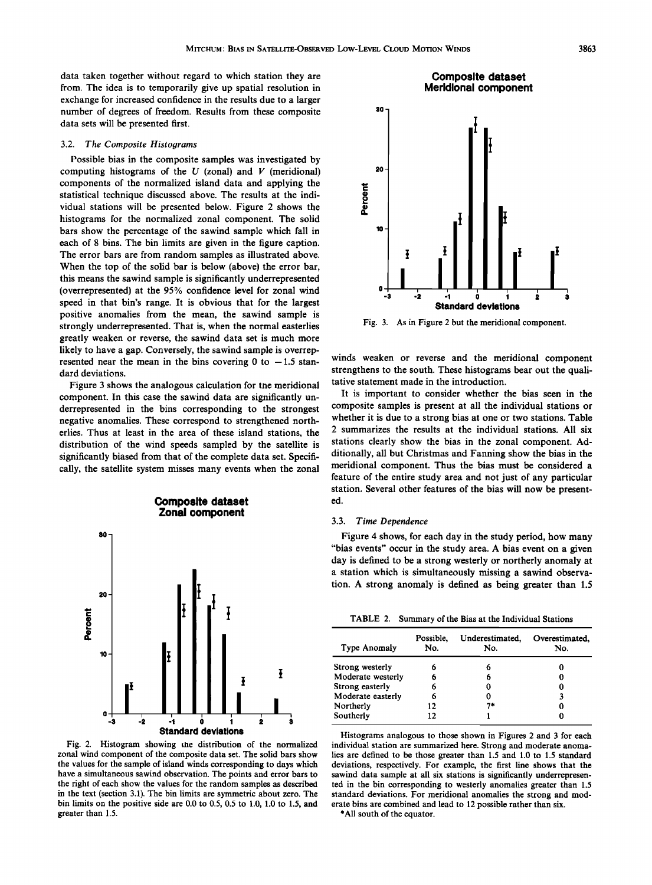data taken together without regard to which station they are from. The idea is to temporarily give up spatial resolution in exchange for increased confidence in the results due to a larger number of degrees of freedom. Results from these composite data sets will be presented first.

### 3.2. *The Composite Histograms*

Possible bias in the composite samples was investigated by computing histograms of the $U$ (zonal) and $V$ (meridional) components of the normalized island data and applying the statistical technique discussed above. The results at the individual stations will be presented below. Figure 2 shows the histograms for the normalized zonal component. The solid bars show the percentage of the sawind sample which fall in each of 8 bins. The bin limits are given in the figure caption. The error bars are from random samples as illustrated above. When the top of the solid bar is below (above) the error bar, this means the sawind sample is significantly underrepresented (overrepresented) at the 95% confidence level for zonal wind speed in that bin's range. It is obvious that for the largest positive anomalies from the mean, the sawind sample is strongly underrepresented. That is, when the normal easterlies greatly weaken or reverse, the sawind data set is much more likely to have a gap. Conversely, the sawind sample is overrepresented near the mean in the bins covering 0 to −1.5 standard deviations.

Figure 3 shows the analogous calculation for the meridional component. In this case the sawind data are significantly underrepresented in the bins corresponding to the strongest negative anomalies. These correspond to strengthened northerlies. Thus at least in the area of these island stations, the distribution of the wind speeds sampled by the satellite is significantly biased from that of the complete data set. Specifically, the satellite system misses many events when the zonal winds weaken or reverse and the meridional component strengthens to the south. These histograms bear out the qualitative statement made in the introduction.

Fig. 2. Histogram showing the distribution of the normalized zonal wind component of the composite data set. The solid bars show the values for the sample of island winds corresponding to days which have a simultaneous sawind observation. The points and error bars to the right of each show the values for the random samples as described in the text (section 3.1). The bin limits are symmetric about zero. The bin limits on the positive side are 0.0 to 0.5, 0.5 to 1.0, 1.0 to 1.5, and greater than 1.5.

Fig. 3. As in Figure 2 but the meridional component.

It is important to consider whether the bias seen in the composite samples is present at all the individual stations or whether it is due to a strong bias at one or two stations. Table 2 summarizes the results at the individual stations. All six stations clearly show the bias in the zonal component. Additionally, all but Christmas and Fanning show the bias in the meridional component. Thus the bias must be considered a feature of the entire study area and not just of any particular station. Several other features of the bias will now be presented.

### 3.3. *Time Dependence*

Figure 4 shows, for each day in the study period, how many "bias events" occur in the study area. A bias event on a given day is defined to be a strong westerly or northerly anomaly at a station which is simultaneously missing a sawind observation. A strong anomaly is defined as being greater than 1.5

TABLE 2. Summary of the Bias at the Individual Stations

| Type Anomaly | Possible, No. | Underestimated, No. | Overestimated, No. |
|---|---|---|---|
| Strong westerly | 6 | 6 | 0 |
| Moderate westerly | 6 | 6 | 0 |
| Strong easterly | 6 | 0 | 0 |
| Moderate easterly | 6 | 0 | 3 |
| Northerly | 12 | 7* | 0 |
| Southerly | 12 | 1 | 0 |

Histograms analogous to those shown in Figures 2 and 3 for each individual station are summarized here. Strong and moderate anomalies are defined to be those greater than 1.5 and 1.0 to 1.5 standard deviations, respectively. For example, the first line shows that the sawind data sample at all six stations is significantly underrepresented in the bin corresponding to westerly anomalies greater than 1.5 standard deviations. For meridional anomalies the strong and moderate bins are combined and lead to 12 possible rather than six.

*All south of the equator.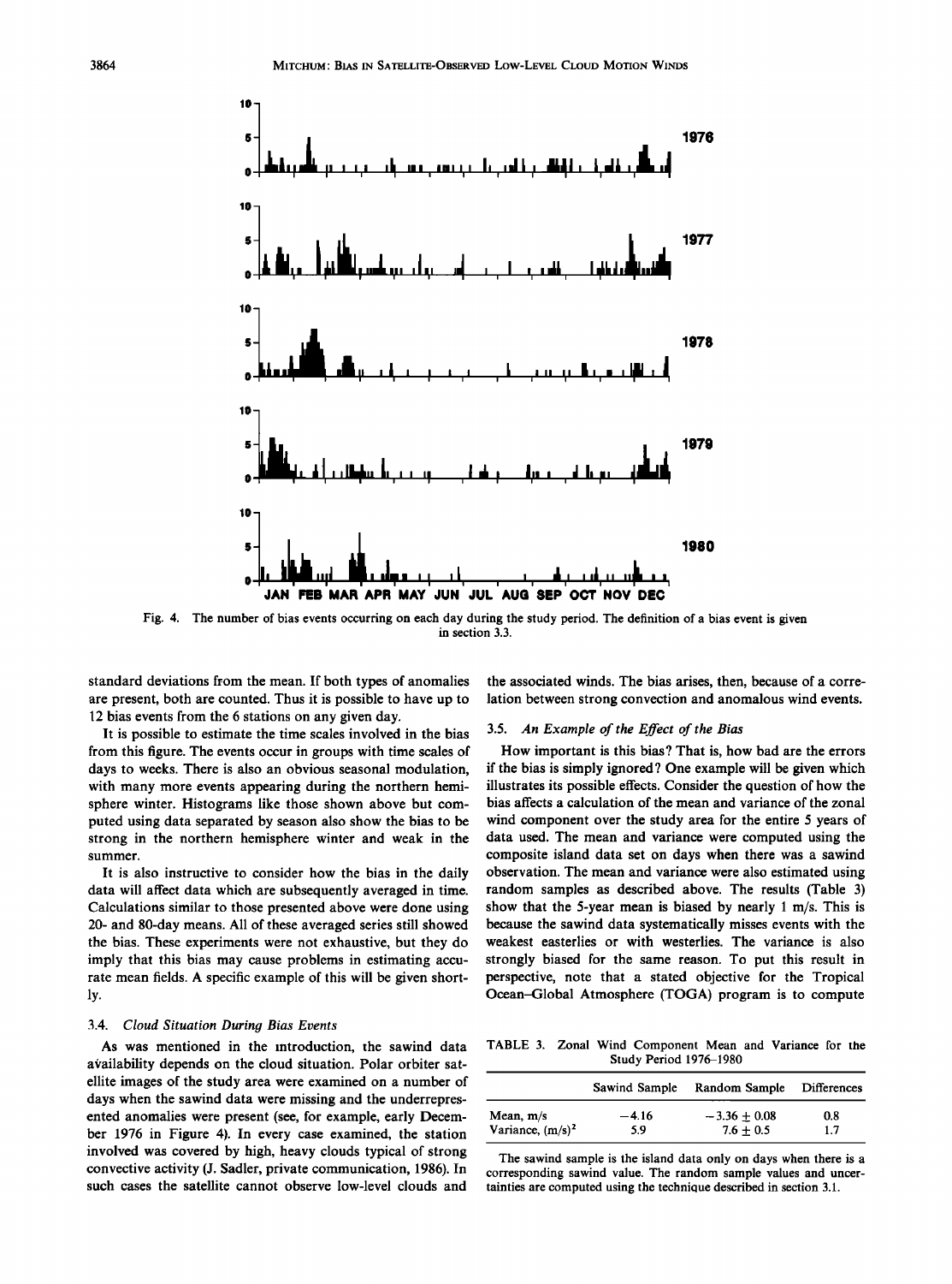Fig. 4. The number of bias events occurring on each day during the study period. The definition of a bias event is given in section 3.3.

standard deviations from the mean. If both types of anomalies are present, both are counted. Thus it is possible to have up to 12 bias events from the 6 stations on any given day.

It is possible to estimate the time scales involved in the bias from this figure. The events occur in groups with time scales of days to weeks. There is also an obvious seasonal modulation, with many more events appearing during the northern hemisphere winter. Histograms like those shown above but computed using data separated by season also show the bias to be strong in the northern hemisphere winter and weak in the summer.

It is also instructive to consider how the bias in the daily data will affect data which are subsequently averaged in time. Calculations similar to those presented above were done using 20- and 80-day means. All of these averaged series still showed the bias. These experiments were not exhaustive, but they do imply that this bias may cause problems in estimating accurate mean fields. A specific example of this will be given shortly.

### 3.4. *Cloud Situation During Bias Events*

As was mentioned in the introduction, the sawind data availability depends on the cloud situation. Polar orbiter satellite images of the study area were examined on a number of days when the sawind data were missing and the underrepresented anomalies were present (see, for example, early December 1976 in Figure 4). In every case examined, the station involved was covered by high, heavy clouds typical of strong convective activity (J. Sadler, private communication, 1986). In such cases the satellite cannot observe low-level clouds and the associated winds. The bias arises, then, because of a correlation between strong convection and anomalous wind events.

### 3.5. *An Example of the Effect of the Bias*

How important is this bias? That is, how bad are the errors if the bias is simply ignored? One example will be given which illustrates its possible effects. Consider the question of how the bias affects a calculation of the mean and variance of the zonal wind component over the study area for the entire 5 years of data used. The mean and variance were computed using the composite island data set on days when there was a sawind observation. The mean and variance were also estimated using random samples as described above. The results (Table 3) show that the 5-year mean is biased by nearly 1 m/s. This is because the sawind data systematically misses events with the weakest easterlies or with westerlies. The variance is also strongly biased for the same reason. To put this result in perspective, note that a stated objective for the Tropical Ocean–Global Atmosphere (TOGA) program is to compute

TABLE 3. Zonal Wind Component Mean and Variance for the Study Period 1976–1980

| | Sawind Sample | Random Sample | Differences |
|---|---|---|---|
| Mean, m/s | −4.16 | $-3.36 \pm 0.08$ | 0.8 |
| Variance, $(m/s)^2$ | 5.9 | $7.6 \pm 0.5$ | 1.7 |

The sawind sample is the island data only on days when there is a corresponding sawind value. The random sample values and uncertainties are computed using the technique described in section 3.1.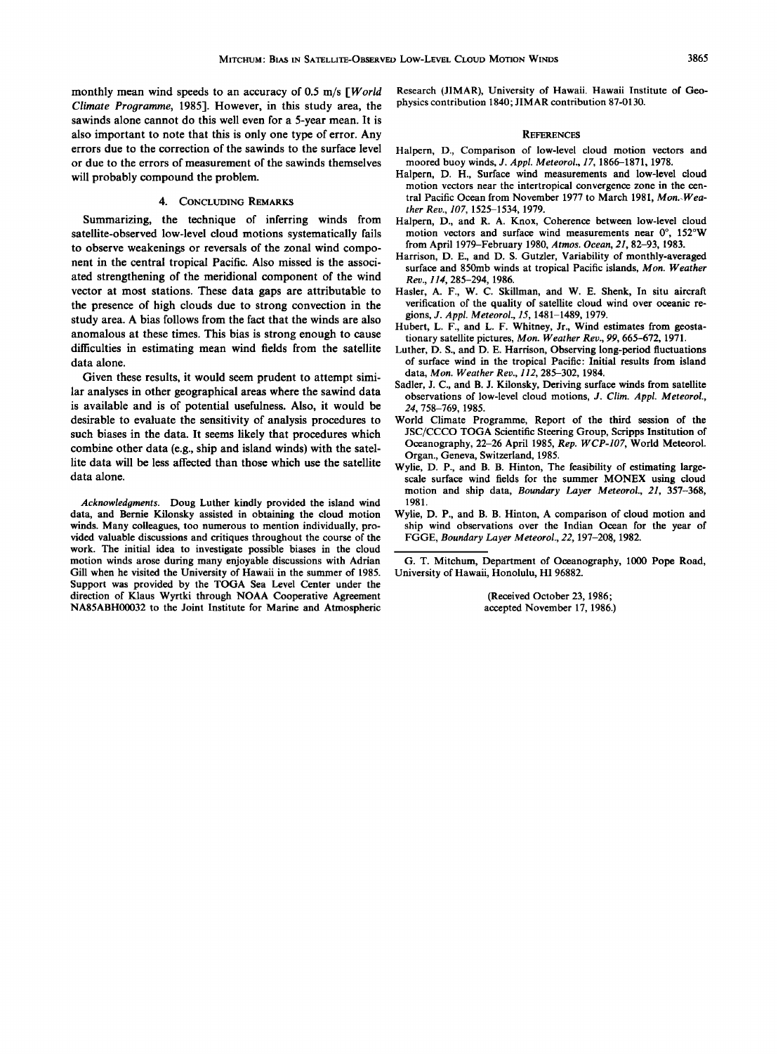monthly mean wind speeds to an accuracy of 0.5 m/s [*World Climate Programme*, 1985]. However, in this study area, the sawinds alone cannot do this well even for a 5-year mean. It is also important to note that this is only one type of error. Any errors due to the correction of the sawinds to the surface level or due to the errors of measurement of the sawinds themselves will probably compound the problem.

## 4. Concluding Remarks

Summarizing, the technique of inferring winds from satellite-observed low-level cloud motions systematically fails to observe weakenings or reversals of the zonal wind component in the central tropical Pacific. Also missed is the associated strengthening of the meridional component of the wind vector at most stations. These data gaps are attributable to the presence of high clouds due to strong convection in the study area. A bias follows from the fact that the winds are also anomalous at these times. This bias is strong enough to cause difficulties in estimating mean wind fields from the satellite data alone.

Given these results, it would seem prudent to attempt similar analyses in other geographical areas where the sawind data is available and is of potential usefulness. Also, it would be desirable to evaluate the sensitivity of analysis procedures to such biases in the data. It seems likely that procedures which combine other data (e.g., ship and island winds) with the satellite data will be less affected than those which use the satellite data alone.

*Acknowledgments.* Doug Luther kindly provided the island wind data, and Bernie Kilonsky assisted in obtaining the cloud motion winds. Many colleagues, too numerous to mention individually, provided valuable discussions and critiques throughout the course of the work. The initial idea to investigate possible biases in the cloud motion winds arose during many enjoyable discussions with Adrian Gill when he visited the University of Hawaii in the summer of 1985. Support was provided by the TOGA Sea Level Center under the direction of Klaus Wyrtki through NOAA Cooperative Agreement NA85ABH00032 to the Joint Institute for Marine and Atmospheric Research (JIMAR), University of Hawaii. Hawaii Institute of Geophysics contribution 1840; JIMAR contribution 87-0130.

## References

Halpern, D., Comparison of low-level cloud motion vectors and moored buoy winds, *J. Appl. Meteorol.*, *17*, 1866–1871, 1978.

Halpern, D. H., Surface wind measurements and low-level cloud motion vectors near the intertropical convergence zone in the central Pacific Ocean from November 1977 to March 1981, *Mon. Weather Rev.*, *107*, 1525–1534, 1979.

Halpern, D., and R. A. Knox, Coherence between low-level cloud motion vectors and surface wind measurements near 0°, 152°W from April 1979–February 1980, *Atmos. Ocean*, *21*, 82–93, 1983.

Harrison, D. E., and D. S. Gutzler, Variability of monthly-averaged surface and 850mb winds at tropical Pacific islands, *Mon. Weather Rev.*, *114*, 285–294, 1986.

Hasler, A. F., W. C. Skillman, and W. E. Shenk, In situ aircraft verification of the quality of satellite cloud wind over oceanic regions, *J. Appl. Meteorol.*, *15*, 1481–1489, 1979.

Hubert, L. F., and L. F. Whitney, Jr., Wind estimates from geostationary satellite pictures, *Mon. Weather Rev.*, *99*, 665–672, 1971.

Luther, D. S., and D. E. Harrison, Observing long-period fluctuations of surface wind in the tropical Pacific: Initial results from island data, *Mon. Weather Rev.*, *112*, 285–302, 1984.

Sadler, J. C., and B. J. Kilonsky, Deriving surface winds from satellite observations of low-level cloud motions, *J. Clim. Appl. Meteorol.*, *24*, 758–769, 1985.

World Climate Programme, Report of the third session of the JSC/CCCO TOGA Scientific Steering Group, Scripps Institution of Oceanography, 22–26 April 1985, *Rep. WCP-107*, World Meteorol. Organ., Geneva, Switzerland, 1985.

Wylie, D. P., and B. B. Hinton, The feasibility of estimating large-scale surface wind fields for the summer MONEX using cloud motion and ship data, *Boundary Layer Meteorol.*, *21*, 357–368, 1981.

Wylie, D. P., and B. B. Hinton, A comparison of cloud motion and ship wind observations over the Indian Ocean for the year of FGGE, *Boundary Layer Meteorol.*, *22*, 197–208, 1982.

---

G. T. Mitchum, Department of Oceanography, 1000 Pope Road, University of Hawaii, Honolulu, HI 96882.

(Received October 23, 1986;
accepted November 17, 1986.)